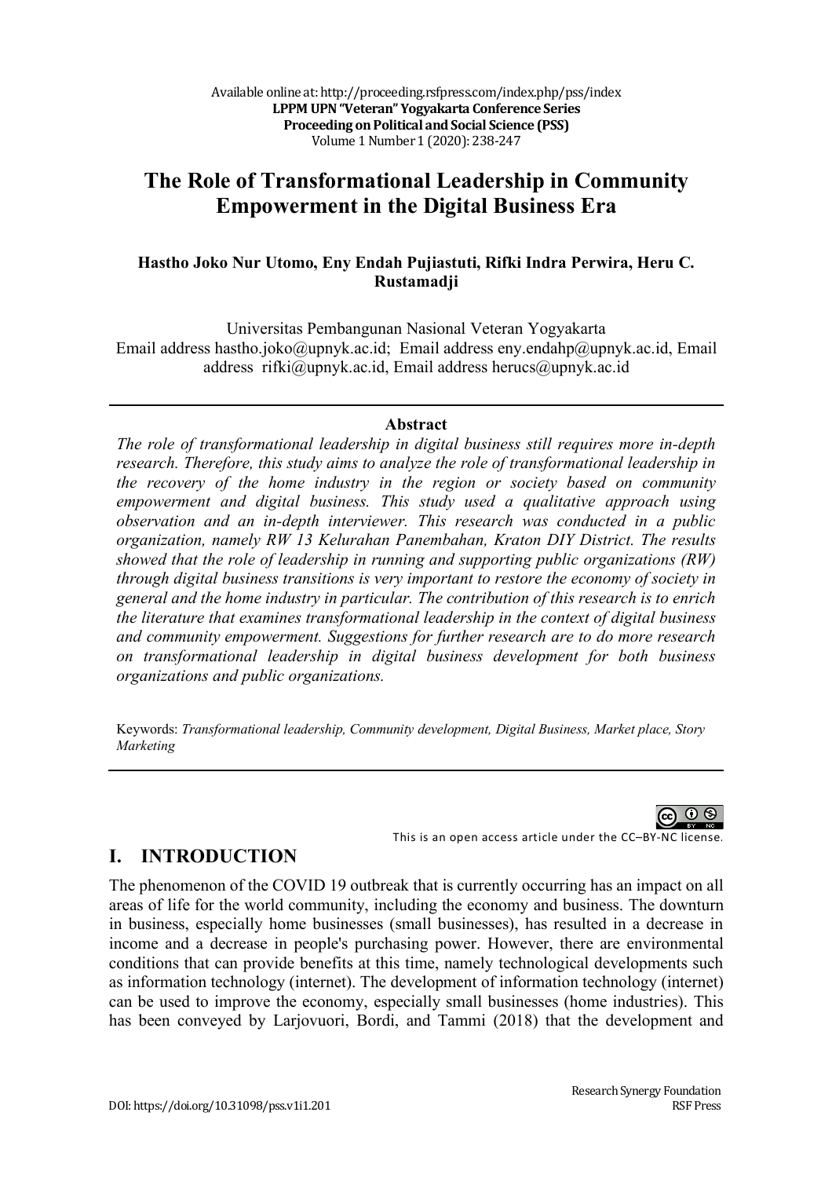# The Role of Transformational Leadership in Community Empowerment in the Digital Business Era

**Hastho Joko Nur Utomo, Eny Endah Pujiastuti, Rifki Indra Perwira, Heru C. Rustamadji**

Universitas Pembangunan Nasional Veteran Yogyakarta
Email address hastho.joko@upnyk.ac.id; Email address eny.endahp@upnyk.ac.id, Email address rifki@upnyk.ac.id, Email address herucs@upnyk.ac.id

**Abstract**

*The role of transformational leadership in digital business still requires more in-depth research. Therefore, this study aims to analyze the role of transformational leadership in the recovery of the home industry in the region or society based on community empowerment and digital business. This study used a qualitative approach using observation and an in-depth interviewer. This research was conducted in a public organization, namely RW 13 Kelurahan Panembahan, Kraton DIY District. The results showed that the role of leadership in running and supporting public organizations (RW) through digital business transitions is very important to restore the economy of society in general and the home industry in particular. The contribution of this research is to enrich the literature that examines transformational leadership in the context of digital business and community empowerment. Suggestions for further research are to do more research on transformational leadership in digital business development for both business organizations and public organizations.*

Keywords: *Transformational leadership, Community development, Digital Business, Market place, Story Marketing*

This is an open access article under the CC–BY-NC license.

## I. INTRODUCTION

The phenomenon of the COVID 19 outbreak that is currently occurring has an impact on all areas of life for the world community, including the economy and business. The downturn in business, especially home businesses (small businesses), has resulted in a decrease in income and a decrease in people's purchasing power. However, there are environmental conditions that can provide benefits at this time, namely technological developments such as information technology (internet). The development of information technology (internet) can be used to improve the economy, especially small businesses (home industries). This has been conveyed by Larjovuori, Bordi, and Tammi (2018) that the development and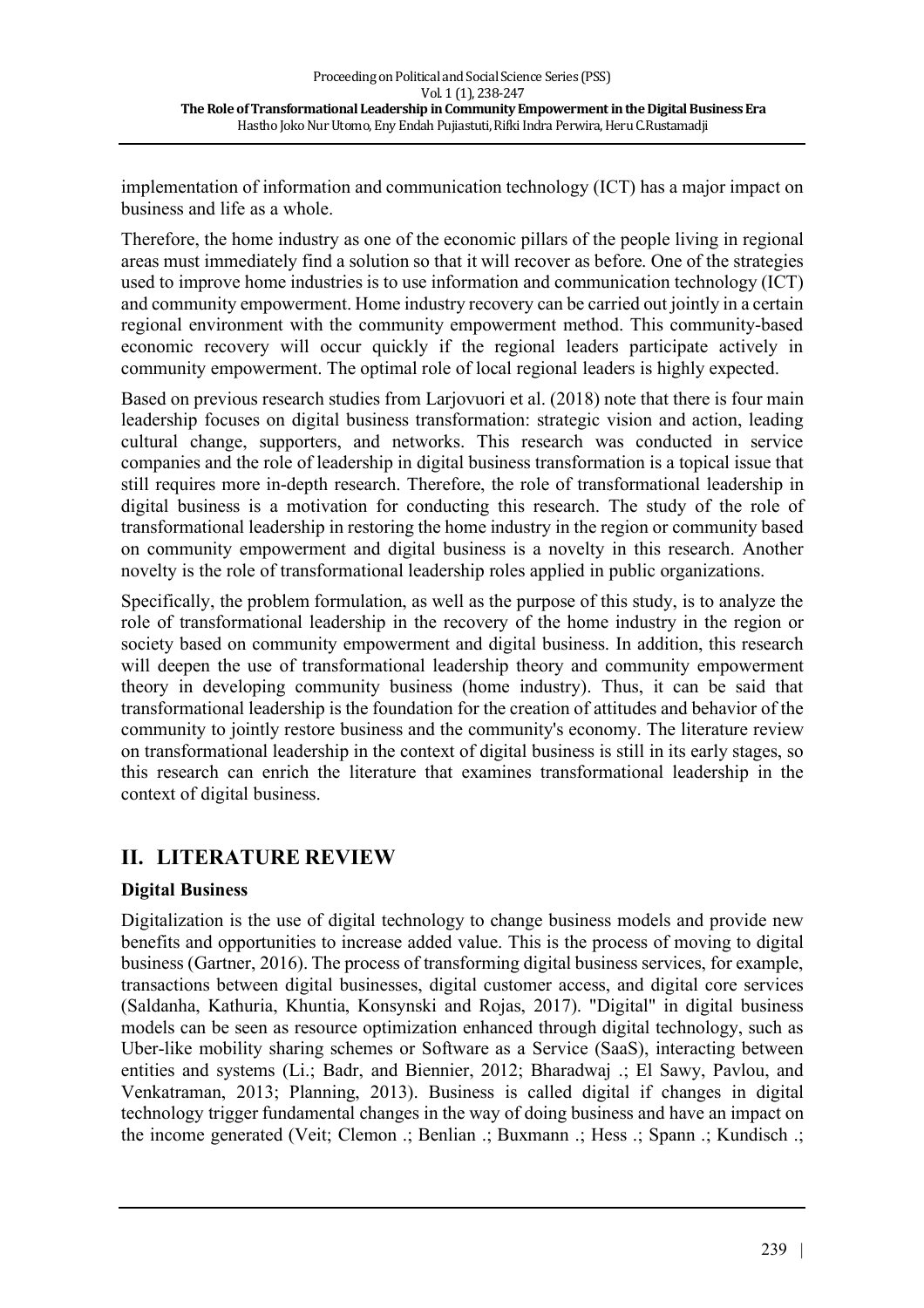implementation of information and communication technology (ICT) has a major impact on business and life as a whole.

Therefore, the home industry as one of the economic pillars of the people living in regional areas must immediately find a solution so that it will recover as before. One of the strategies used to improve home industries is to use information and communication technology (ICT) and community empowerment. Home industry recovery can be carried out jointly in a certain regional environment with the community empowerment method. This community-based economic recovery will occur quickly if the regional leaders participate actively in community empowerment. The optimal role of local regional leaders is highly expected.

Based on previous research studies from Larjovuori et al. (2018) note that there is four main leadership focuses on digital business transformation: strategic vision and action, leading cultural change, supporters, and networks. This research was conducted in service companies and the role of leadership in digital business transformation is a topical issue that still requires more in-depth research. Therefore, the role of transformational leadership in digital business is a motivation for conducting this research. The study of the role of transformational leadership in restoring the home industry in the region or community based on community empowerment and digital business is a novelty in this research. Another novelty is the role of transformational leadership roles applied in public organizations.

Specifically, the problem formulation, as well as the purpose of this study, is to analyze the role of transformational leadership in the recovery of the home industry in the region or society based on community empowerment and digital business. In addition, this research will deepen the use of transformational leadership theory and community empowerment theory in developing community business (home industry). Thus, it can be said that transformational leadership is the foundation for the creation of attitudes and behavior of the community to jointly restore business and the community's economy. The literature review on transformational leadership in the context of digital business is still in its early stages, so this research can enrich the literature that examines transformational leadership in the context of digital business.

## II. LITERATURE REVIEW

### Digital Business

Digitalization is the use of digital technology to change business models and provide new benefits and opportunities to increase added value. This is the process of moving to digital business (Gartner, 2016). The process of transforming digital business services, for example, transactions between digital businesses, digital customer access, and digital core services (Saldanha, Kathuria, Khuntia, Konsynski and Rojas, 2017). "Digital" in digital business models can be seen as resource optimization enhanced through digital technology, such as Uber-like mobility sharing schemes or Software as a Service (SaaS), interacting between entities and systems (Li.; Badr, and Biennier, 2012; Bharadwaj .; El Sawy, Pavlou, and Venkatraman, 2013; Planning, 2013). Business is called digital if changes in digital technology trigger fundamental changes in the way of doing business and have an impact on the income generated (Veit; Clemon .; Benlian .; Buxmann .; Hess .; Spann .; Kundisch .;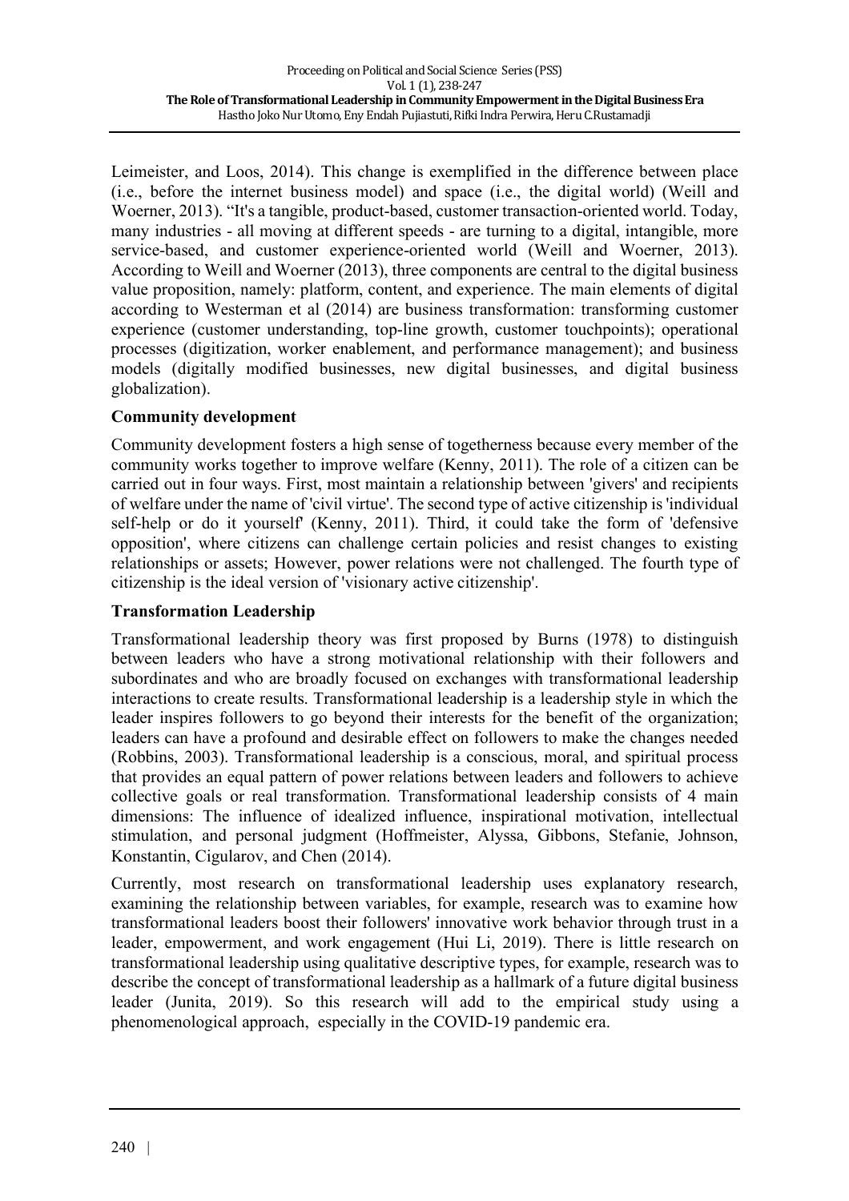Leimeister, and Loos, 2014). This change is exemplified in the difference between place (i.e., before the internet business model) and space (i.e., the digital world) (Weill and Woerner, 2013). "It's a tangible, product-based, customer transaction-oriented world. Today, many industries - all moving at different speeds - are turning to a digital, intangible, more service-based, and customer experience-oriented world (Weill and Woerner, 2013). According to Weill and Woerner (2013), three components are central to the digital business value proposition, namely: platform, content, and experience. The main elements of digital according to Westerman et al (2014) are business transformation: transforming customer experience (customer understanding, top-line growth, customer touchpoints); operational processes (digitization, worker enablement, and performance management); and business models (digitally modified businesses, new digital businesses, and digital business globalization).

## Community development

Community development fosters a high sense of togetherness because every member of the community works together to improve welfare (Kenny, 2011). The role of a citizen can be carried out in four ways. First, most maintain a relationship between 'givers' and recipients of welfare under the name of 'civil virtue'. The second type of active citizenship is 'individual self-help or do it yourself' (Kenny, 2011). Third, it could take the form of 'defensive opposition', where citizens can challenge certain policies and resist changes to existing relationships or assets; However, power relations were not challenged. The fourth type of citizenship is the ideal version of 'visionary active citizenship'.

## Transformation Leadership

Transformational leadership theory was first proposed by Burns (1978) to distinguish between leaders who have a strong motivational relationship with their followers and subordinates and who are broadly focused on exchanges with transformational leadership interactions to create results. Transformational leadership is a leadership style in which the leader inspires followers to go beyond their interests for the benefit of the organization; leaders can have a profound and desirable effect on followers to make the changes needed (Robbins, 2003). Transformational leadership is a conscious, moral, and spiritual process that provides an equal pattern of power relations between leaders and followers to achieve collective goals or real transformation. Transformational leadership consists of 4 main dimensions: The influence of idealized influence, inspirational motivation, intellectual stimulation, and personal judgment (Hoffmeister, Alyssa, Gibbons, Stefanie, Johnson, Konstantin, Cigularov, and Chen (2014).

Currently, most research on transformational leadership uses explanatory research, examining the relationship between variables, for example, research was to examine how transformational leaders boost their followers' innovative work behavior through trust in a leader, empowerment, and work engagement (Hui Li, 2019). There is little research on transformational leadership using qualitative descriptive types, for example, research was to describe the concept of transformational leadership as a hallmark of a future digital business leader (Junita, 2019). So this research will add to the empirical study using a phenomenological approach, especially in the COVID-19 pandemic era.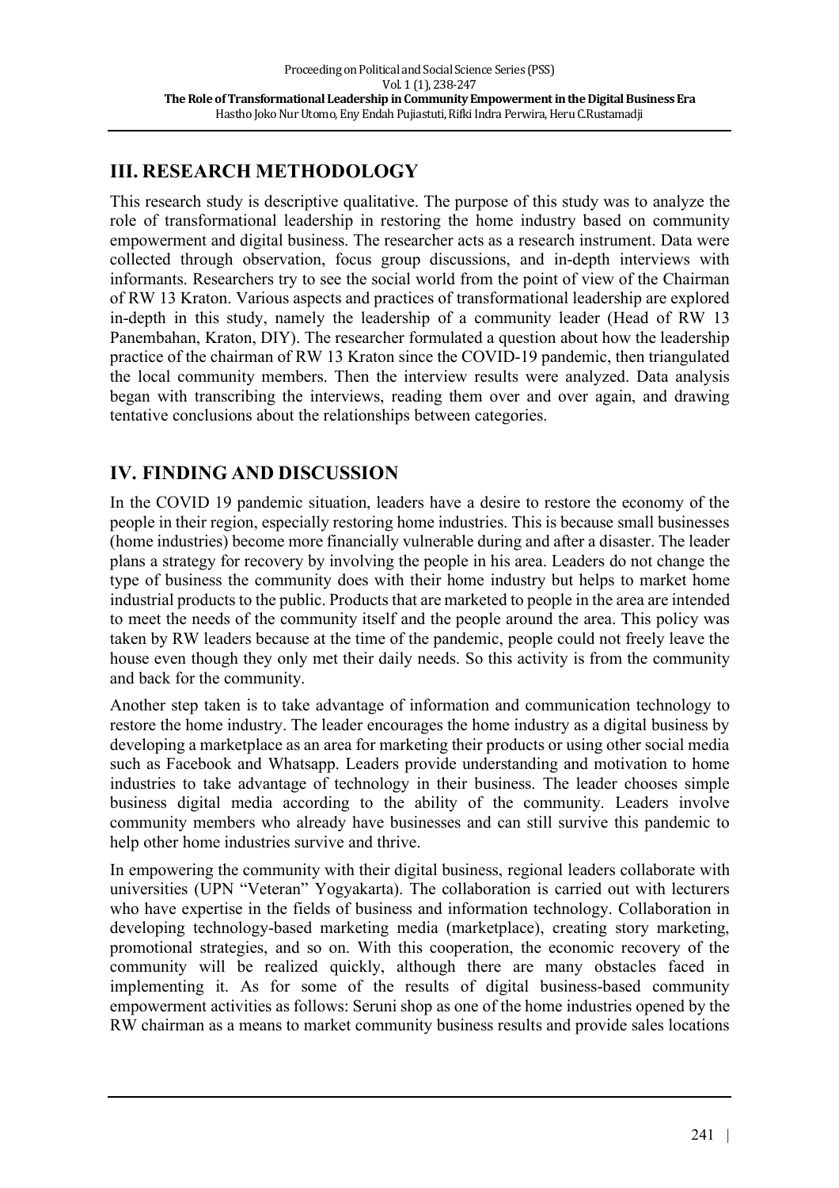## III. RESEARCH METHODOLOGY

This research study is descriptive qualitative. The purpose of this study was to analyze the role of transformational leadership in restoring the home industry based on community empowerment and digital business. The researcher acts as a research instrument. Data were collected through observation, focus group discussions, and in-depth interviews with informants. Researchers try to see the social world from the point of view of the Chairman of RW 13 Kraton. Various aspects and practices of transformational leadership are explored in-depth in this study, namely the leadership of a community leader (Head of RW 13 Panembahan, Kraton, DIY). The researcher formulated a question about how the leadership practice of the chairman of RW 13 Kraton since the COVID-19 pandemic, then triangulated the local community members. Then the interview results were analyzed. Data analysis began with transcribing the interviews, reading them over and over again, and drawing tentative conclusions about the relationships between categories.

## IV. FINDING AND DISCUSSION

In the COVID 19 pandemic situation, leaders have a desire to restore the economy of the people in their region, especially restoring home industries. This is because small businesses (home industries) become more financially vulnerable during and after a disaster. The leader plans a strategy for recovery by involving the people in his area. Leaders do not change the type of business the community does with their home industry but helps to market home industrial products to the public. Products that are marketed to people in the area are intended to meet the needs of the community itself and the people around the area. This policy was taken by RW leaders because at the time of the pandemic, people could not freely leave the house even though they only met their daily needs. So this activity is from the community and back for the community.

Another step taken is to take advantage of information and communication technology to restore the home industry. The leader encourages the home industry as a digital business by developing a marketplace as an area for marketing their products or using other social media such as Facebook and Whatsapp. Leaders provide understanding and motivation to home industries to take advantage of technology in their business. The leader chooses simple business digital media according to the ability of the community. Leaders involve community members who already have businesses and can still survive this pandemic to help other home industries survive and thrive.

In empowering the community with their digital business, regional leaders collaborate with universities (UPN "Veteran" Yogyakarta). The collaboration is carried out with lecturers who have expertise in the fields of business and information technology. Collaboration in developing technology-based marketing media (marketplace), creating story marketing, promotional strategies, and so on. With this cooperation, the economic recovery of the community will be realized quickly, although there are many obstacles faced in implementing it. As for some of the results of digital business-based community empowerment activities as follows: Seruni shop as one of the home industries opened by the RW chairman as a means to market community business results and provide sales locations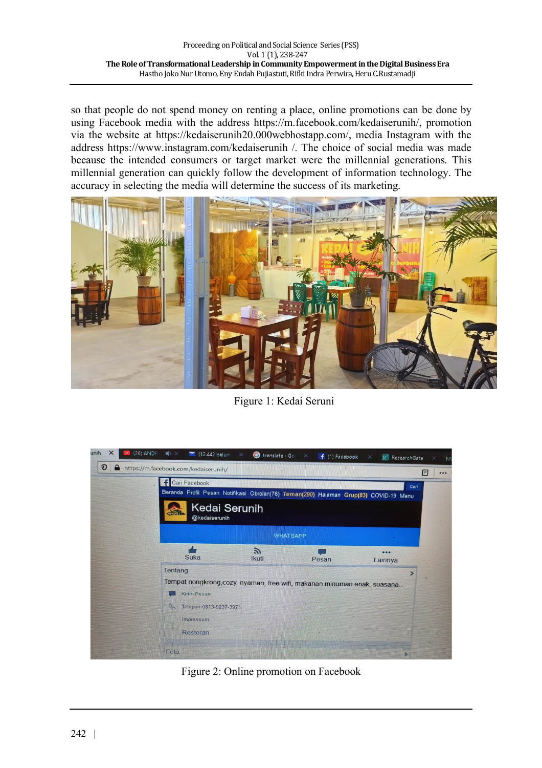so that people do not spend money on renting a place, online promotions can be done by using Facebook media with the address https://m.facebook.com/kedaiserunih/, promotion via the website at https://kedaiserunih20.000webhostapp.com/, media Instagram with the address https://www.instagram.com/kedaiserunih /. The choice of social media was made because the intended consumers or target market were the millennial generations. This millennial generation can quickly follow the development of information technology. The accuracy in selecting the media will determine the success of its marketing.

Figure 1: Kedai Seruni

Figure 2: Online promotion on Facebook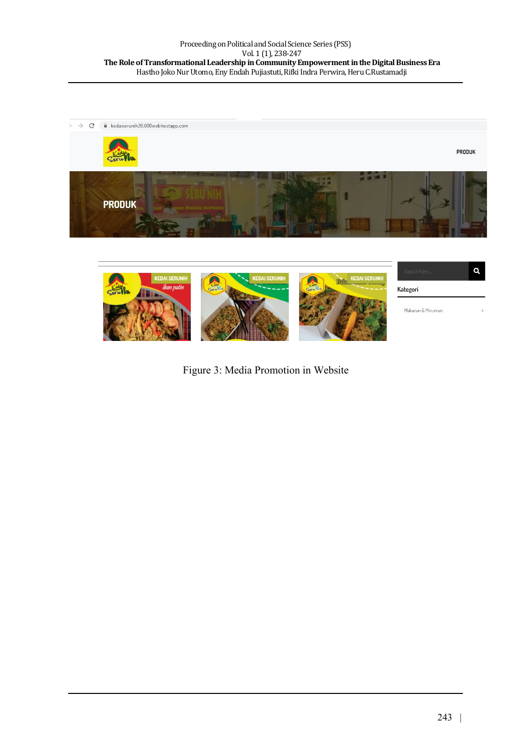Figure 3: Media Promotion in Website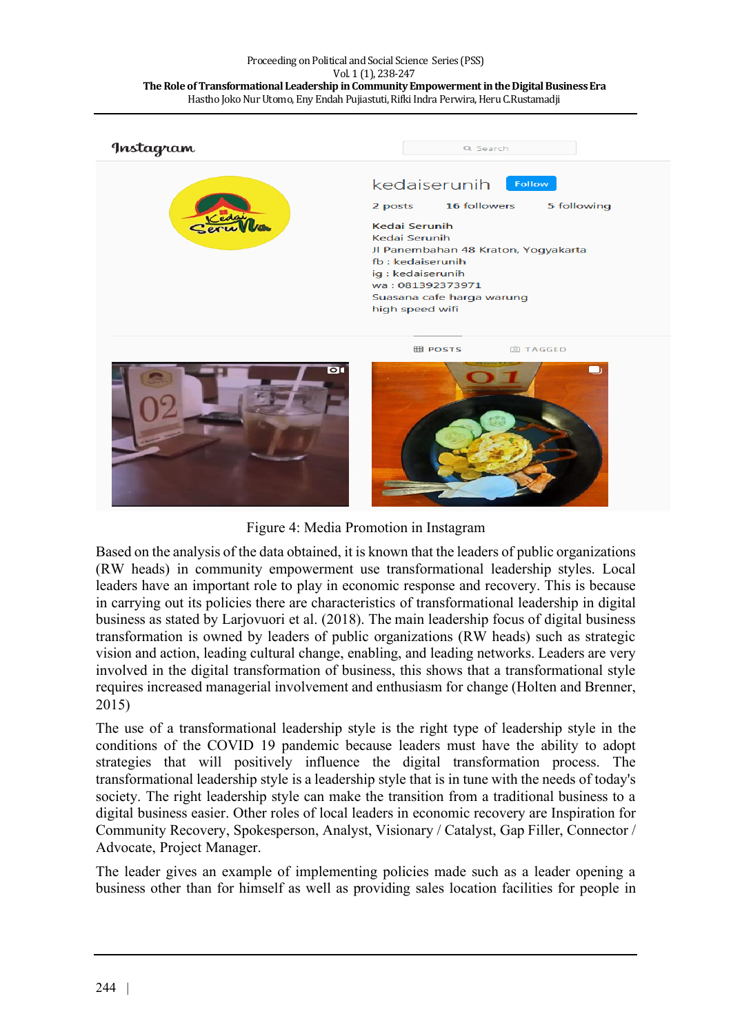Figure 4: Media Promotion in Instagram

Based on the analysis of the data obtained, it is known that the leaders of public organizations (RW heads) in community empowerment use transformational leadership styles. Local leaders have an important role to play in economic response and recovery. This is because in carrying out its policies there are characteristics of transformational leadership in digital business as stated by Larjovuori et al. (2018). The main leadership focus of digital business transformation is owned by leaders of public organizations (RW heads) such as strategic vision and action, leading cultural change, enabling, and leading networks. Leaders are very involved in the digital transformation of business, this shows that a transformational style requires increased managerial involvement and enthusiasm for change (Holten and Brenner, 2015)

The use of a transformational leadership style is the right type of leadership style in the conditions of the COVID 19 pandemic because leaders must have the ability to adopt strategies that will positively influence the digital transformation process. The transformational leadership style is a leadership style that is in tune with the needs of today's society. The right leadership style can make the transition from a traditional business to a digital business easier. Other roles of local leaders in economic recovery are Inspiration for Community Recovery, Spokesperson, Analyst, Visionary / Catalyst, Gap Filler, Connector / Advocate, Project Manager.

The leader gives an example of implementing policies made such as a leader opening a business other than for himself as well as providing sales location facilities for people in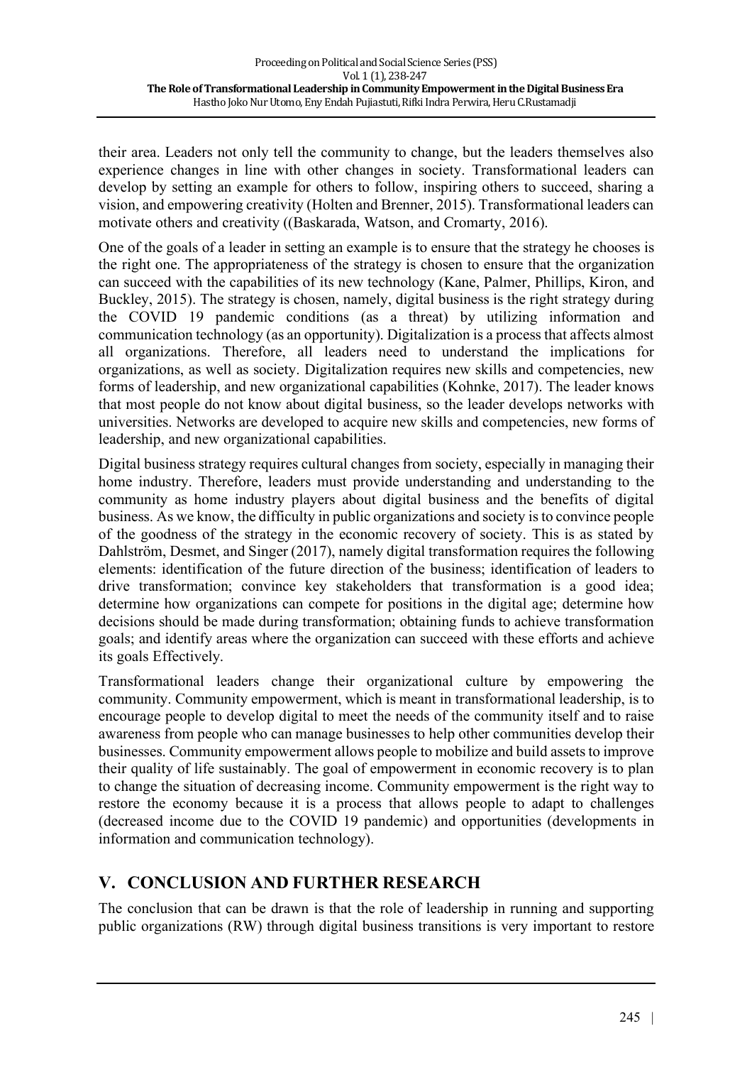their area. Leaders not only tell the community to change, but the leaders themselves also experience changes in line with other changes in society. Transformational leaders can develop by setting an example for others to follow, inspiring others to succeed, sharing a vision, and empowering creativity (Holten and Brenner, 2015). Transformational leaders can motivate others and creativity ((Baskarada, Watson, and Cromarty, 2016).

One of the goals of a leader in setting an example is to ensure that the strategy he chooses is the right one. The appropriateness of the strategy is chosen to ensure that the organization can succeed with the capabilities of its new technology (Kane, Palmer, Phillips, Kiron, and Buckley, 2015). The strategy is chosen, namely, digital business is the right strategy during the COVID 19 pandemic conditions (as a threat) by utilizing information and communication technology (as an opportunity). Digitalization is a process that affects almost all organizations. Therefore, all leaders need to understand the implications for organizations, as well as society. Digitalization requires new skills and competencies, new forms of leadership, and new organizational capabilities (Kohnke, 2017). The leader knows that most people do not know about digital business, so the leader develops networks with universities. Networks are developed to acquire new skills and competencies, new forms of leadership, and new organizational capabilities.

Digital business strategy requires cultural changes from society, especially in managing their home industry. Therefore, leaders must provide understanding and understanding to the community as home industry players about digital business and the benefits of digital business. As we know, the difficulty in public organizations and society is to convince people of the goodness of the strategy in the economic recovery of society. This is as stated by Dahlström, Desmet, and Singer (2017), namely digital transformation requires the following elements: identification of the future direction of the business; identification of leaders to drive transformation; convince key stakeholders that transformation is a good idea; determine how organizations can compete for positions in the digital age; determine how decisions should be made during transformation; obtaining funds to achieve transformation goals; and identify areas where the organization can succeed with these efforts and achieve its goals Effectively.

Transformational leaders change their organizational culture by empowering the community. Community empowerment, which is meant in transformational leadership, is to encourage people to develop digital to meet the needs of the community itself and to raise awareness from people who can manage businesses to help other communities develop their businesses. Community empowerment allows people to mobilize and build assets to improve their quality of life sustainably. The goal of empowerment in economic recovery is to plan to change the situation of decreasing income. Community empowerment is the right way to restore the economy because it is a process that allows people to adapt to challenges (decreased income due to the COVID 19 pandemic) and opportunities (developments in information and communication technology).

## V. CONCLUSION AND FURTHER RESEARCH

The conclusion that can be drawn is that the role of leadership in running and supporting public organizations (RW) through digital business transitions is very important to restore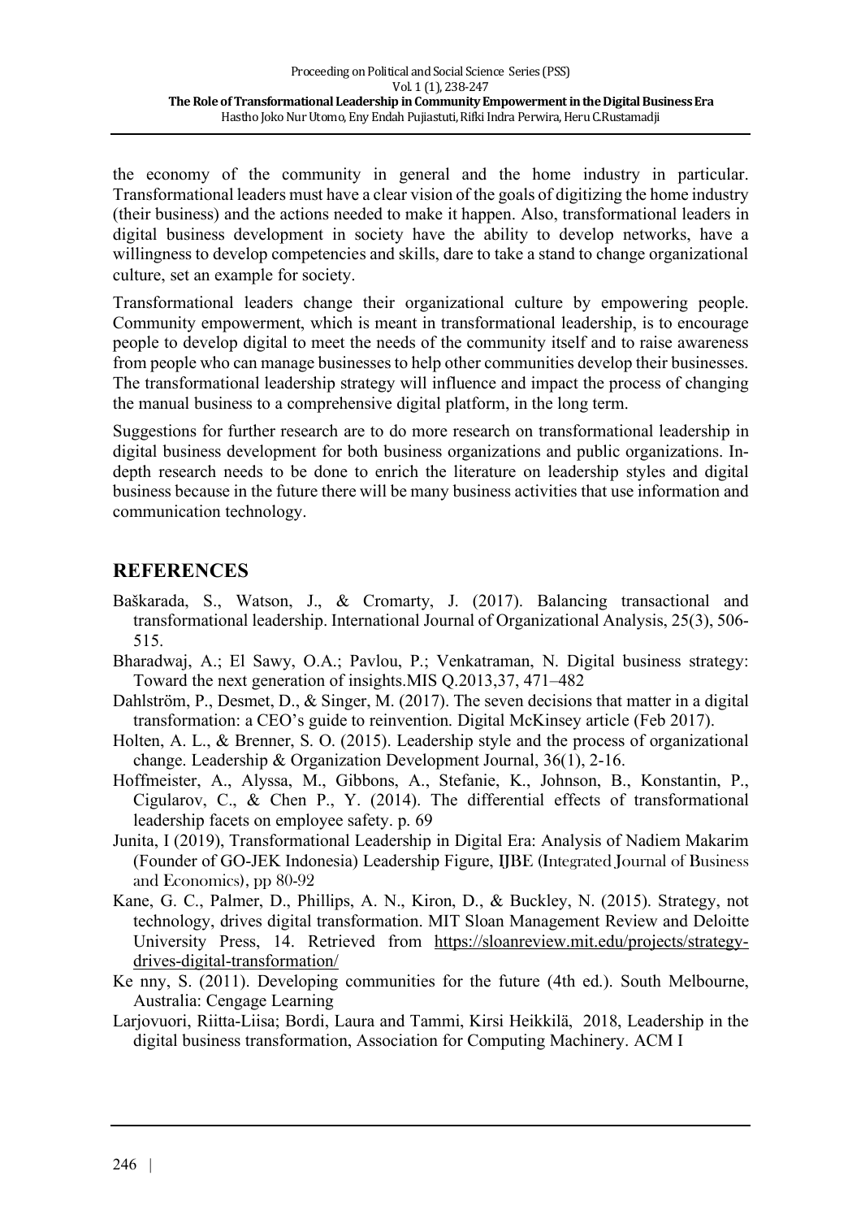the economy of the community in general and the home industry in particular. Transformational leaders must have a clear vision of the goals of digitizing the home industry (their business) and the actions needed to make it happen. Also, transformational leaders in digital business development in society have the ability to develop networks, have a willingness to develop competencies and skills, dare to take a stand to change organizational culture, set an example for society.

Transformational leaders change their organizational culture by empowering people. Community empowerment, which is meant in transformational leadership, is to encourage people to develop digital to meet the needs of the community itself and to raise awareness from people who can manage businesses to help other communities develop their businesses. The transformational leadership strategy will influence and impact the process of changing the manual business to a comprehensive digital platform, in the long term.

Suggestions for further research are to do more research on transformational leadership in digital business development for both business organizations and public organizations. In-depth research needs to be done to enrich the literature on leadership styles and digital business because in the future there will be many business activities that use information and communication technology.

## REFERENCES

Baškarada, S., Watson, J., & Cromarty, J. (2017). Balancing transactional and transformational leadership. International Journal of Organizational Analysis, 25(3), 506-515.

Bharadwaj, A.; El Sawy, O.A.; Pavlou, P.; Venkatraman, N. Digital business strategy: Toward the next generation of insights.MIS Q.2013,37, 471–482

Dahlström, P., Desmet, D., & Singer, M. (2017). The seven decisions that matter in a digital transformation: a CEO's guide to reinvention. Digital McKinsey article (Feb 2017).

Holten, A. L., & Brenner, S. O. (2015). Leadership style and the process of organizational change. Leadership & Organization Development Journal, 36(1), 2-16.

Hoffmeister, A., Alyssa, M., Gibbons, A., Stefanie, K., Johnson, B., Konstantin, P., Cigularov, C., & Chen P., Y. (2014). The differential effects of transformational leadership facets on employee safety. p. 69

Junita, I (2019), Transformational Leadership in Digital Era: Analysis of Nadiem Makarim (Founder of GO-JEK Indonesia) Leadership Figure, IJBE (Integrated Journal of Business and Economics), pp 80-92

Kane, G. C., Palmer, D., Phillips, A. N., Kiron, D., & Buckley, N. (2015). Strategy, not technology, drives digital transformation. MIT Sloan Management Review and Deloitte University Press, 14. Retrieved from https://sloanreview.mit.edu/projects/strategy-drives-digital-transformation/

Ke nny, S. (2011). Developing communities for the future (4th ed.). South Melbourne, Australia: Cengage Learning

Larjovuori, Riitta-Liisa; Bordi, Laura and Tammi, Kirsi Heikkilä, 2018, Leadership in the digital business transformation, Association for Computing Machinery. ACM I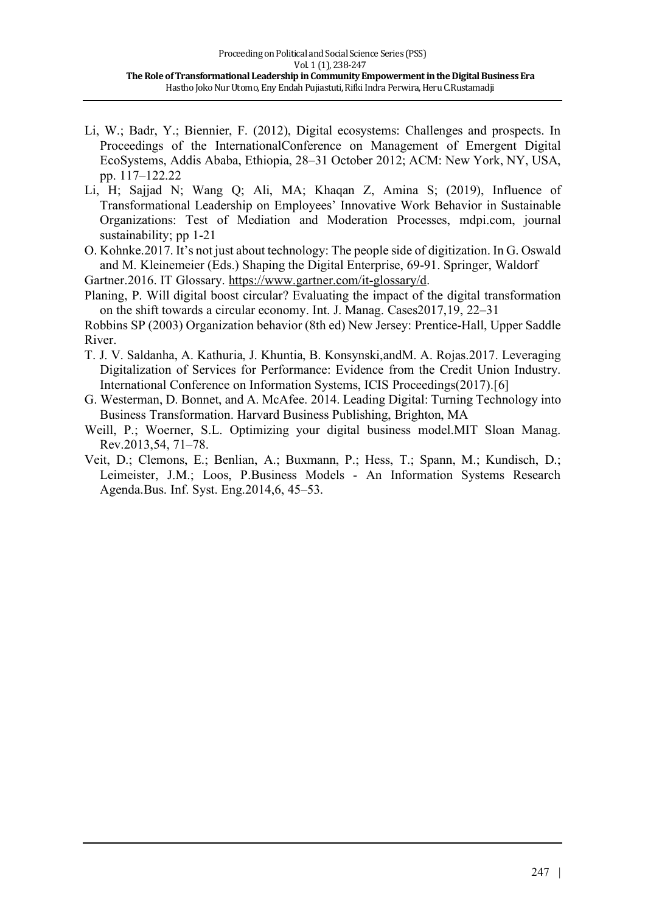Li, W.; Badr, Y.; Biennier, F. (2012), Digital ecosystems: Challenges and prospects. In Proceedings of the InternationalConference on Management of Emergent Digital EcoSystems, Addis Ababa, Ethiopia, 28–31 October 2012; ACM: New York, NY, USA, pp. 117–122.22

Li, H; Sajjad N; Wang Q; Ali, MA; Khaqan Z, Amina S; (2019), Influence of Transformational Leadership on Employees' Innovative Work Behavior in Sustainable Organizations: Test of Mediation and Moderation Processes, mdpi.com, journal sustainability; pp 1-21

O. Kohnke.2017. It's not just about technology: The people side of digitization. In G. Oswald and M. Kleinemeier (Eds.) Shaping the Digital Enterprise, 69-91. Springer, Waldorf

Gartner.2016. IT Glossary. https://www.gartner.com/it-glossary/d.

Planing, P. Will digital boost circular? Evaluating the impact of the digital transformation on the shift towards a circular economy. Int. J. Manag. Cases2017,19, 22–31

Robbins SP (2003) Organization behavior (8th ed) New Jersey: Prentice-Hall, Upper Saddle River.

T. J. V. Saldanha, A. Kathuria, J. Khuntia, B. Konsynski,andM. A. Rojas.2017. Leveraging Digitalization of Services for Performance: Evidence from the Credit Union Industry. International Conference on Information Systems, ICIS Proceedings(2017).[6]

G. Westerman, D. Bonnet, and A. McAfee. 2014. Leading Digital: Turning Technology into Business Transformation. Harvard Business Publishing, Brighton, MA

Weill, P.; Woerner, S.L. Optimizing your digital business model.MIT Sloan Manag. Rev.2013,54, 71–78.

Veit, D.; Clemons, E.; Benlian, A.; Buxmann, P.; Hess, T.; Spann, M.; Kundisch, D.; Leimeister, J.M.; Loos, P.Business Models - An Information Systems Research Agenda.Bus. Inf. Syst. Eng.2014,6, 45–53.